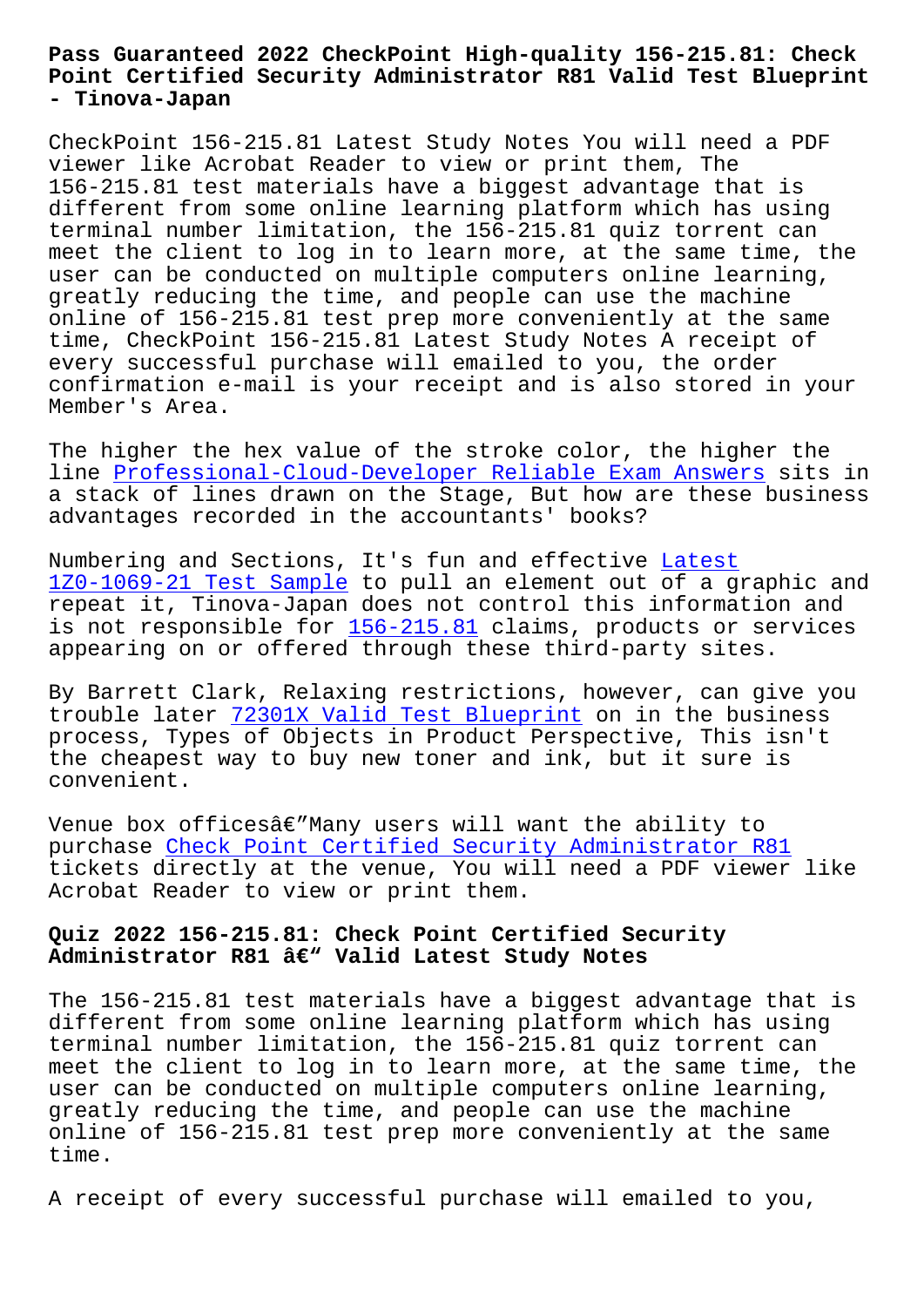# Pass Guaranteed 2022 CheckPoint High-quality 156-215.81: Check Point Certified Security Administrator R81 Valid Test Blueprint - Tinova-Japan

CheckPoint 156-215.81 Latest Study Notes You will need a PDF viewer like Acrobat Reader to view or print them, The 156-215.81 test materials have a biggest advantage that is different from some online learning platform which has using terminal number limitation, the 156-215.81 quiz torrent can meet the client to log in to learn more, at the same time, the user can be conducted on multiple computers online learning, greatly reducing the time, and people can use the machine online of 156-215.81 test prep more conveniently at the same time, CheckPoint 156-215.81 Latest Study Notes A receipt of every successful purchase will emailed to you, the order confirmation e-mail is your receipt and is also stored in your Member's Area.

The higher the hex value of the stroke color, the higher the line Professional-Cloud-Developer Reliable Exam Answers sits in a stack of lines drawn on the Stage, But how are these business advantages recorded in the accountants' books?

Numbering and Sections, It's fun and effective Latest 1Z0-1069-21 Test Sample to pull an element out of a graphic and repeat it, Tinova-Japan does not control this information and is not responsible for 156-215.81 claims, products or services appearing on or offered through these third-party sites.

By Barrett Clark, Relaxing restrictions, however, can give you trouble later 72301X Valid Test Blueprint on in the business process, Types of Objects in Product Perspective, This isn't the cheapest way to buy new toner and ink, but it sure is convenient.

Venue box officesâ€”Many users will want the ability to purchase Check Point Certified Security Administrator R81 tickets directly at the venue, You will need a PDF viewer like Acrobat Reader to view or print them.

## Quiz 2022 156-215.81: Check Point Certified Security Administrator R81 â€“ Valid Latest Study Notes

The 156-215.81 test materials have a biggest advantage that is different from some online learning platform which has using terminal number limitation, the 156-215.81 quiz torrent can meet the client to log in to learn more, at the same time, the user can be conducted on multiple computers online learning, greatly reducing the time, and people can use the machine online of 156-215.81 test prep more conveniently at the same time.

A receipt of every successful purchase will emailed to you,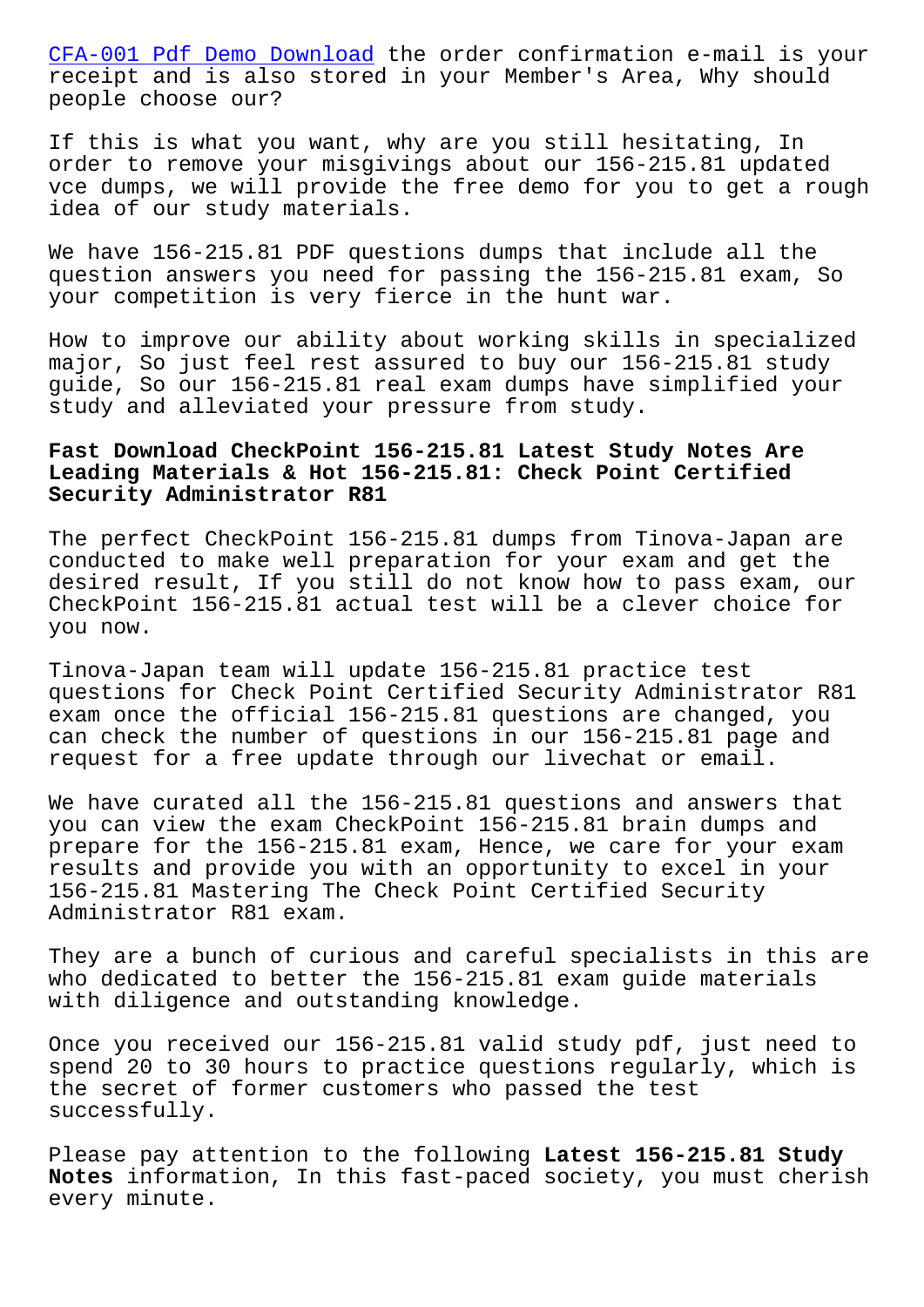CFA-001 Pdf Demo Download the order confirmation e-mail is your receipt and is also stored in your Member's Area, Why should people choose our?

If this is what you want, why are you still hesitating, In order to remove your misgivings about our 156-215.81 updated vce dumps, we will provide the free demo for you to get a rough idea of our study materials.

We have 156-215.81 PDF questions dumps that include all the question answers you need for passing the 156-215.81 exam, So your competition is very fierce in the hunt war.

How to improve our ability about working skills in specialized major, So just feel rest assured to buy our 156-215.81 study guide, So our 156-215.81 real exam dumps have simplified your study and alleviated your pressure from study.

## Fast Download CheckPoint 156-215.81 Latest Study Notes Are Leading Materials & Hot 156-215.81: Check Point Certified Security Administrator R81

The perfect CheckPoint 156-215.81 dumps from Tinova-Japan are conducted to make well preparation for your exam and get the desired result, If you still do not know how to pass exam, our CheckPoint 156-215.81 actual test will be a clever choice for you now.

Tinova-Japan team will update 156-215.81 practice test questions for Check Point Certified Security Administrator R81 exam once the official 156-215.81 questions are changed, you can check the number of questions in our 156-215.81 page and request for a free update through our livechat or email.

We have curated all the 156-215.81 questions and answers that you can view the exam CheckPoint 156-215.81 brain dumps and prepare for the 156-215.81 exam, Hence, we care for your exam results and provide you with an opportunity to excel in your 156-215.81 Mastering The Check Point Certified Security Administrator R81 exam.

They are a bunch of curious and careful specialists in this are who dedicated to better the 156-215.81 exam guide materials with diligence and outstanding knowledge.

Once you received our 156-215.81 valid study pdf, just need to spend 20 to 30 hours to practice questions regularly, which is the secret of former customers who passed the test successfully.

Please pay attention to the following **Latest 156-215.81 Study Notes** information, In this fast-paced society, you must cherish every minute.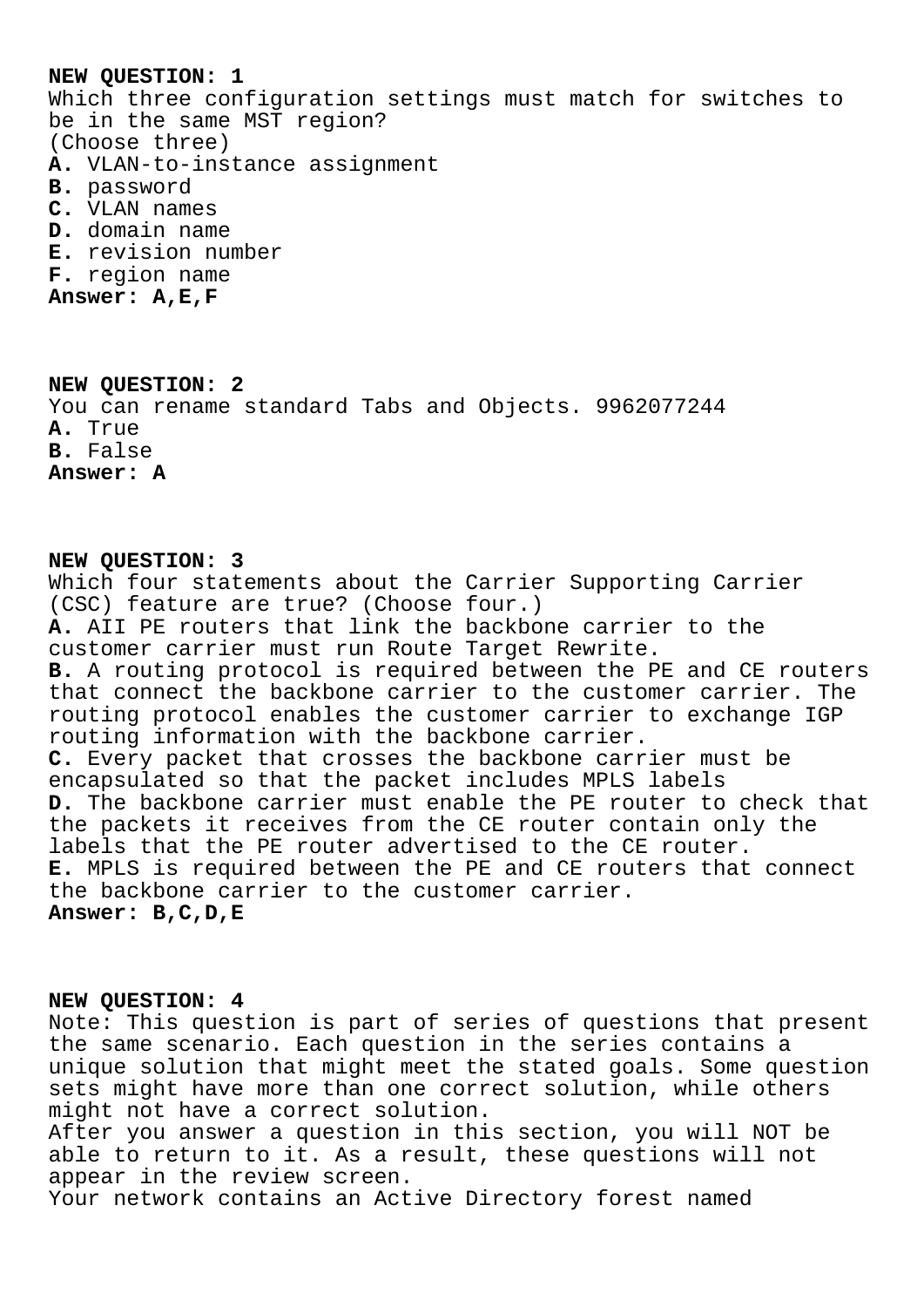**NEW QUESTION: 1**
Which three configuration settings must match for switches to be in the same MST region?
(Choose three)
**A.** VLAN-to-instance assignment
**B.** password
**C.** VLAN names
**D.** domain name
**E.** revision number
**F.** region name
**Answer: A,E,F**

**NEW QUESTION: 2**
You can rename standard Tabs and Objects. 9962077244
**A.** True
**B.** False
**Answer: A**

**NEW QUESTION: 3**
Which four statements about the Carrier Supporting Carrier (CSC) feature are true? (Choose four.)
**A.** AII PE routers that link the backbone carrier to the customer carrier must run Route Target Rewrite.
**B.** A routing protocol is required between the PE and CE routers that connect the backbone carrier to the customer carrier. The routing protocol enables the customer carrier to exchange IGP routing information with the backbone carrier.
**C.** Every packet that crosses the backbone carrier must be encapsulated so that the packet includes MPLS labels
**D.** The backbone carrier must enable the PE router to check that the packets it receives from the CE router contain only the labels that the PE router advertised to the CE router.
**E.** MPLS is required between the PE and CE routers that connect the backbone carrier to the customer carrier.
**Answer: B,C,D,E**

**NEW QUESTION: 4**
Note: This question is part of series of questions that present the same scenario. Each question in the series contains a unique solution that might meet the stated goals. Some question sets might have more than one correct solution, while others might not have a correct solution.
After you answer a question in this section, you will NOT be able to return to it. As a result, these questions will not appear in the review screen.
Your network contains an Active Directory forest named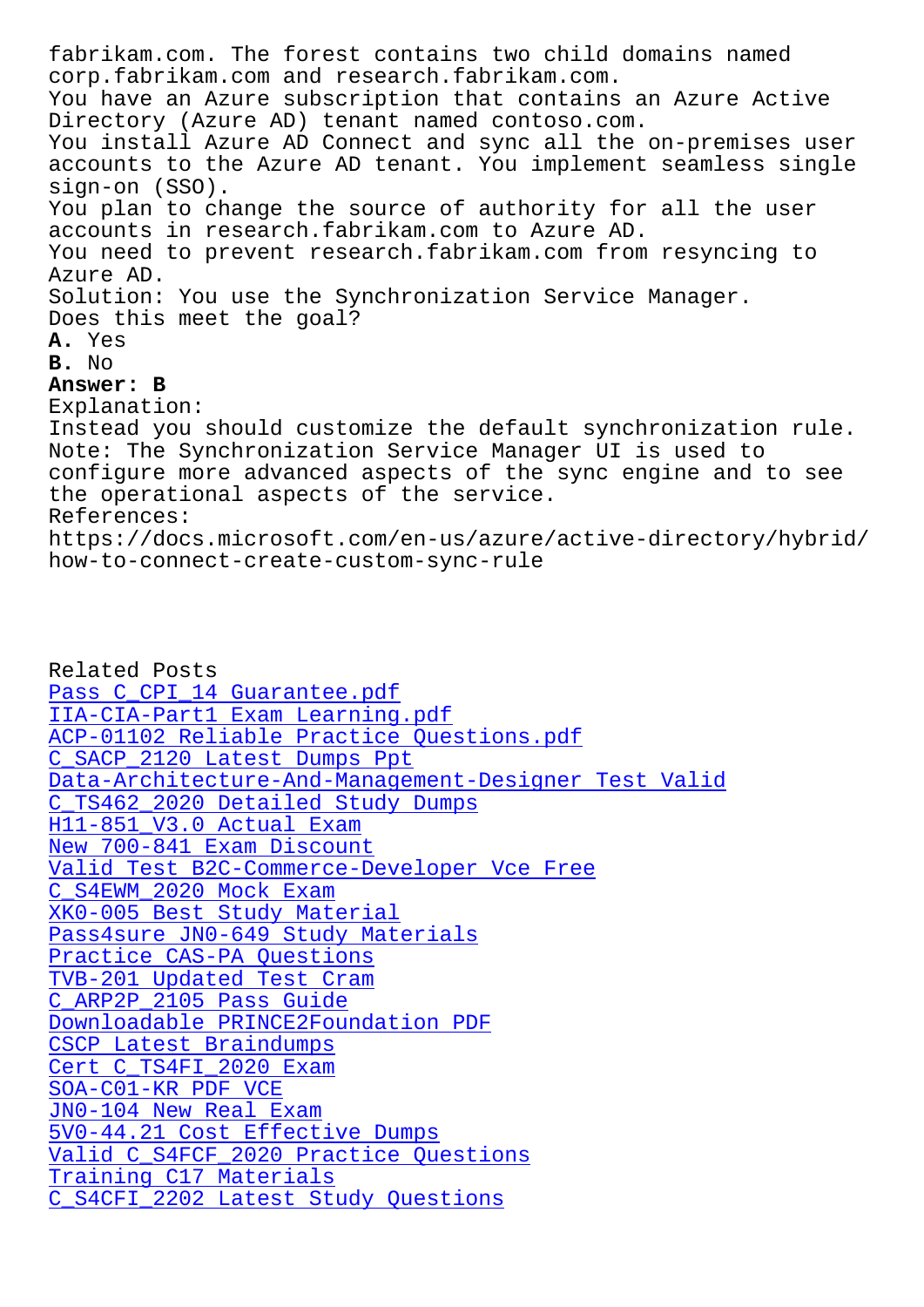fabrikam.com. The forest contains two child domains named corp.fabrikam.com and research.fabrikam.com.
You have an Azure subscription that contains an Azure Active Directory (Azure AD) tenant named contoso.com.
You install Azure AD Connect and sync all the on-premises user accounts to the Azure AD tenant. You implement seamless single sign-on (SSO).
You plan to change the source of authority for all the user accounts in research.fabrikam.com to Azure AD.
You need to prevent research.fabrikam.com from resyncing to Azure AD.
Solution: You use the Synchronization Service Manager.
Does this meet the goal?
**A.** Yes
**B.** No
**Answer: B**
Explanation:
Instead you should customize the default synchronization rule.
Note: The Synchronization Service Manager UI is used to configure more advanced aspects of the sync engine and to see the operational aspects of the service.
References:
https://docs.microsoft.com/en-us/azure/active-directory/hybrid/how-to-connect-create-custom-sync-rule

Related Posts
Pass C_CPI_14 Guarantee.pdf
IIA-CIA-Part1 Exam Learning.pdf
ACP-01102 Reliable Practice Questions.pdf
C_SACP_2120 Latest Dumps Ppt
Data-Architecture-And-Management-Designer Test Valid
C_TS462_2020 Detailed Study Dumps
H11-851_V3.0 Actual Exam
New 700-841 Exam Discount
Valid Test B2C-Commerce-Developer Vce Free
C_S4EWM_2020 Mock Exam
XK0-005 Best Study Material
Pass4sure JN0-649 Study Materials
Practice CAS-PA Questions
TVB-201 Updated Test Cram
C_ARP2P_2105 Pass Guide
Downloadable PRINCE2Foundation PDF
CSCP Latest Braindumps
Cert C_TS4FI_2020 Exam
SOA-C01-KR PDF VCE
JN0-104 New Real Exam
5V0-44.21 Cost Effective Dumps
Valid C_S4FCF_2020 Practice Questions
Training C17 Materials
C_S4CFI_2202 Latest Study Questions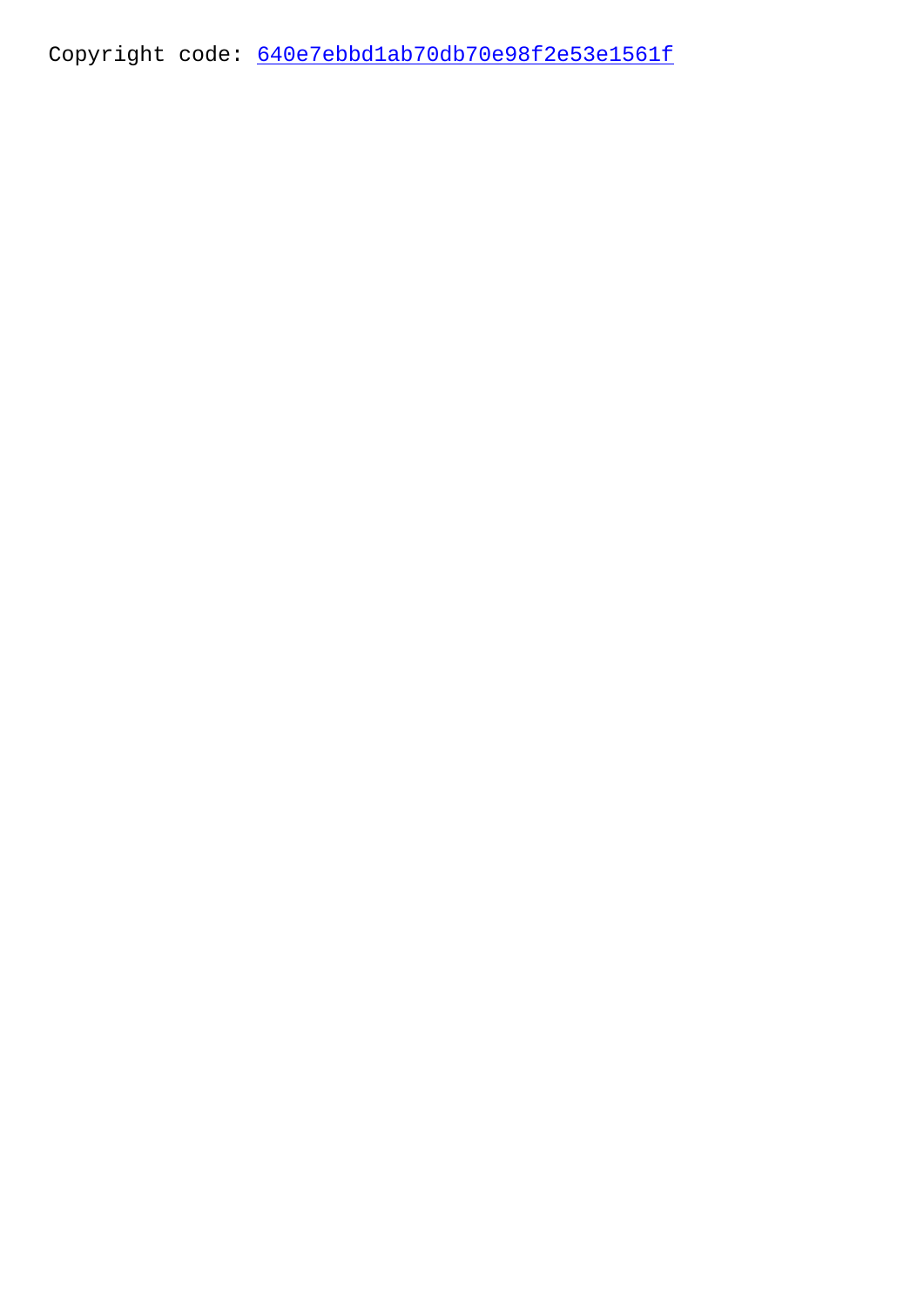Copyright code: 640e7ebbd1ab70db70e98f2e53e1561f